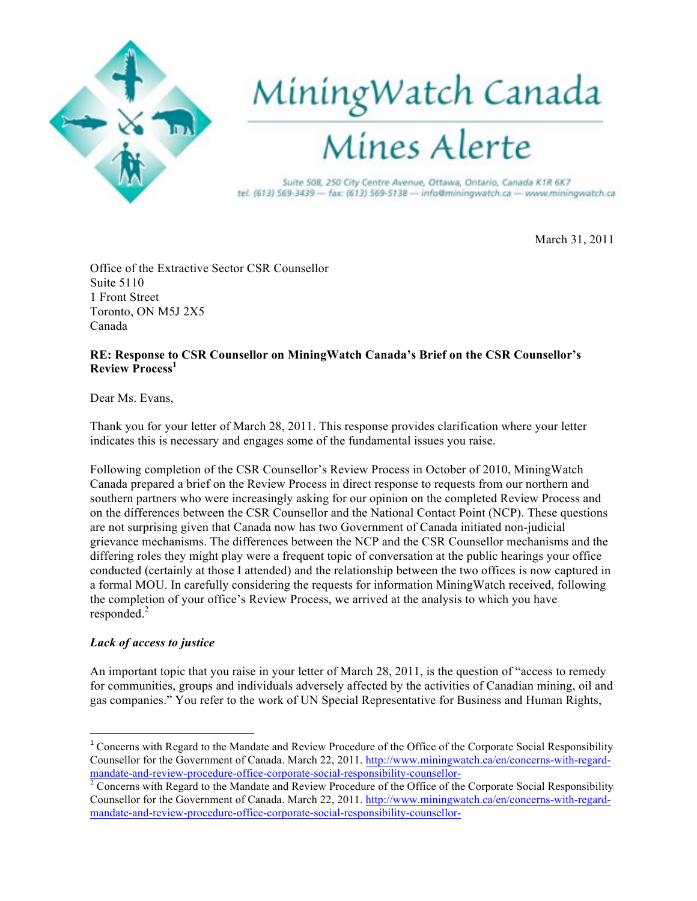# MiningWatch Canada
## Mines Alerte

Suite 508, 250 City Centre Avenue, Ottawa, Ontario, Canada K1R 6K7
tel. (613) 569-3439 — fax: (613) 569-5138 — info@miningwatch.ca — www.miningwatch.ca

March 31, 2011

Office of the Extractive Sector CSR Counsellor
Suite 5110
1 Front Street
Toronto, ON M5J 2X5
Canada

**RE: Response to CSR Counsellor on MiningWatch Canada's Brief on the CSR Counsellor's Review Process**[1]

Dear Ms. Evans,

Thank you for your letter of March 28, 2011. This response provides clarification where your letter indicates this is necessary and engages some of the fundamental issues you raise.

Following completion of the CSR Counsellor's Review Process in October of 2010, MiningWatch Canada prepared a brief on the Review Process in direct response to requests from our northern and southern partners who were increasingly asking for our opinion on the completed Review Process and on the differences between the CSR Counsellor and the National Contact Point (NCP). These questions are not surprising given that Canada now has two Government of Canada initiated non-judicial grievance mechanisms. The differences between the NCP and the CSR Counsellor mechanisms and the differing roles they might play were a frequent topic of conversation at the public hearings your office conducted (certainly at those I attended) and the relationship between the two offices is now captured in a formal MOU. In carefully considering the requests for information MiningWatch received, following the completion of your office's Review Process, we arrived at the analysis to which you have responded.[2]

***Lack of access to justice***

An important topic that you raise in your letter of March 28, 2011, is the question of "access to remedy for communities, groups and individuals adversely affected by the activities of Canadian mining, oil and gas companies." You refer to the work of UN Special Representative for Business and Human Rights,

---

[1] Concerns with Regard to the Mandate and Review Procedure of the Office of the Corporate Social Responsibility Counsellor for the Government of Canada. March 22, 2011. http://www.miningwatch.ca/en/concerns-with-regard-mandate-and-review-procedure-office-corporate-social-responsibility-counsellor-

[2] Concerns with Regard to the Mandate and Review Procedure of the Office of the Corporate Social Responsibility Counsellor for the Government of Canada. March 22, 2011. http://www.miningwatch.ca/en/concerns-with-regard-mandate-and-review-procedure-office-corporate-social-responsibility-counsellor-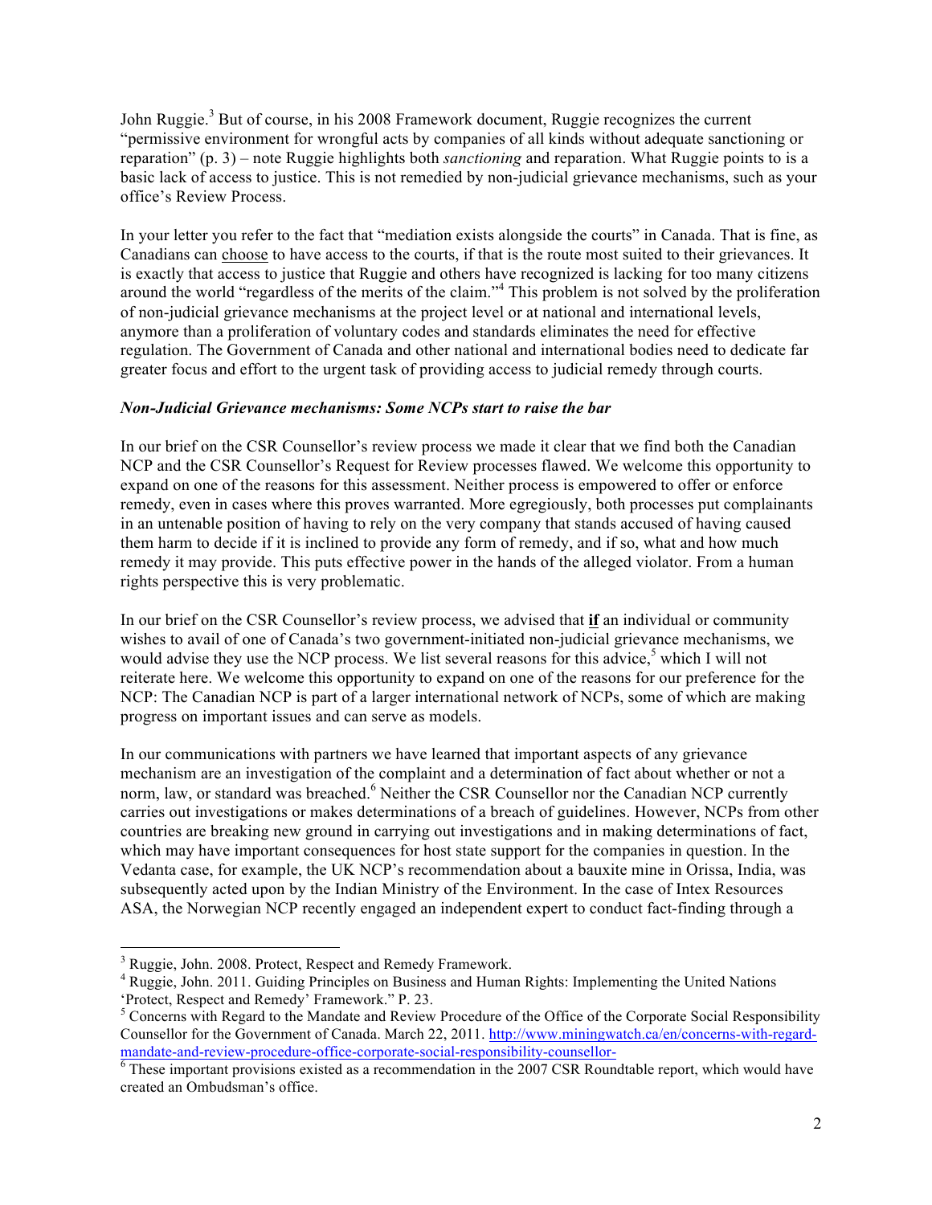John Ruggie.[3] But of course, in his 2008 Framework document, Ruggie recognizes the current "permissive environment for wrongful acts by companies of all kinds without adequate sanctioning or reparation" (p. 3) – note Ruggie highlights both *sanctioning* and reparation. What Ruggie points to is a basic lack of access to justice. This is not remedied by non-judicial grievance mechanisms, such as your office's Review Process.

In your letter you refer to the fact that "mediation exists alongside the courts" in Canada. That is fine, as Canadians can <u>choose</u> to have access to the courts, if that is the route most suited to their grievances. It is exactly that access to justice that Ruggie and others have recognized is lacking for too many citizens around the world "regardless of the merits of the claim."[4] This problem is not solved by the proliferation of non-judicial grievance mechanisms at the project level or at national and international levels, anymore than a proliferation of voluntary codes and standards eliminates the need for effective regulation. The Government of Canada and other national and international bodies need to dedicate far greater focus and effort to the urgent task of providing access to judicial remedy through courts.

***Non-Judicial Grievance mechanisms: Some NCPs start to raise the bar***

In our brief on the CSR Counsellor's review process we made it clear that we find both the Canadian NCP and the CSR Counsellor's Request for Review processes flawed. We welcome this opportunity to expand on one of the reasons for this assessment. Neither process is empowered to offer or enforce remedy, even in cases where this proves warranted. More egregiously, both processes put complainants in an untenable position of having to rely on the very company that stands accused of having caused them harm to decide if it is inclined to provide any form of remedy, and if so, what and how much remedy it may provide. This puts effective power in the hands of the alleged violator. From a human rights perspective this is very problematic.

In our brief on the CSR Counsellor's review process, we advised that <u>**if**</u> an individual or community wishes to avail of one of Canada's two government-initiated non-judicial grievance mechanisms, we would advise they use the NCP process. We list several reasons for this advice,[5] which I will not reiterate here. We welcome this opportunity to expand on one of the reasons for our preference for the NCP: The Canadian NCP is part of a larger international network of NCPs, some of which are making progress on important issues and can serve as models.

In our communications with partners we have learned that important aspects of any grievance mechanism are an investigation of the complaint and a determination of fact about whether or not a norm, law, or standard was breached.[6] Neither the CSR Counsellor nor the Canadian NCP currently carries out investigations or makes determinations of a breach of guidelines. However, NCPs from other countries are breaking new ground in carrying out investigations and in making determinations of fact, which may have important consequences for host state support for the companies in question. In the Vedanta case, for example, the UK NCP's recommendation about a bauxite mine in Orissa, India, was subsequently acted upon by the Indian Ministry of the Environment. In the case of Intex Resources ASA, the Norwegian NCP recently engaged an independent expert to conduct fact-finding through a

---

[3] Ruggie, John. 2008. Protect, Respect and Remedy Framework.

[4] Ruggie, John. 2011. Guiding Principles on Business and Human Rights: Implementing the United Nations 'Protect, Respect and Remedy' Framework." P. 23.

[5] Concerns with Regard to the Mandate and Review Procedure of the Office of the Corporate Social Responsibility Counsellor for the Government of Canada. March 22, 2011. http://www.miningwatch.ca/en/concerns-with-regard-mandate-and-review-procedure-office-corporate-social-responsibility-counsellor-

[6] These important provisions existed as a recommendation in the 2007 CSR Roundtable report, which would have created an Ombudsman's office.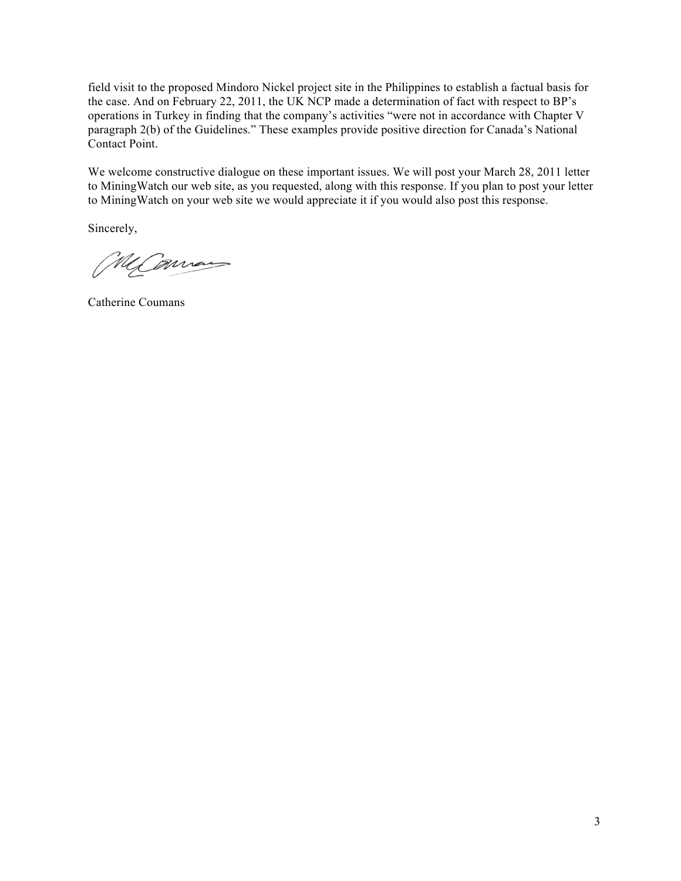field visit to the proposed Mindoro Nickel project site in the Philippines to establish a factual basis for the case. And on February 22, 2011, the UK NCP made a determination of fact with respect to BP's operations in Turkey in finding that the company's activities "were not in accordance with Chapter V paragraph 2(b) of the Guidelines." These examples provide positive direction for Canada's National Contact Point.

We welcome constructive dialogue on these important issues. We will post your March 28, 2011 letter to MiningWatch our web site, as you requested, along with this response. If you plan to post your letter to MiningWatch on your web site we would appreciate it if you would also post this response.

Sincerely,

Catherine Coumans